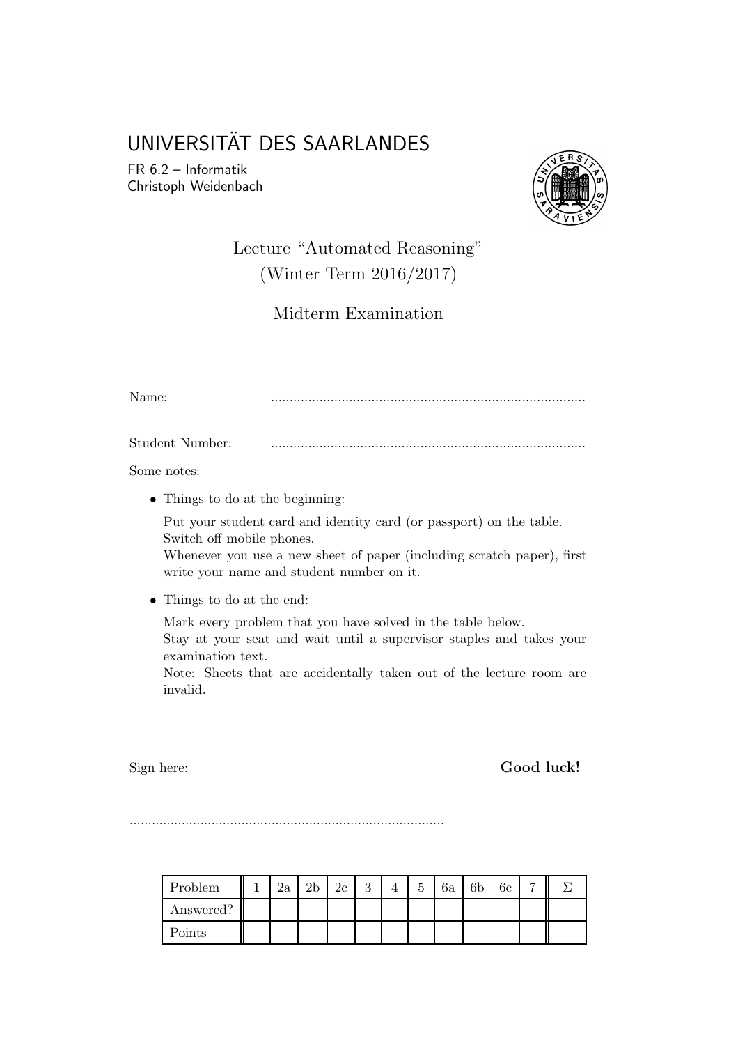# UNIVERSITÄT DES SAARLANDES

FR 6.2 – Informatik
Christoph Weidenbach

## Lecture "Automated Reasoning"
## (Winter Term 2016/2017)

## Midterm Examination

Name: ....................................................................................

Student Number: ....................................................................................

Some notes:

- Things to do at the beginning:

  Put your student card and identity card (or passport) on the table.
  Switch off mobile phones.
  Whenever you use a new sheet of paper (including scratch paper), first write your name and student number on it.

- Things to do at the end:

  Mark every problem that you have solved in the table below.
  Stay at your seat and wait until a supervisor staples and takes your examination text.
  Note: Sheets that are accidentally taken out of the lecture room are invalid.

Sign here: **Good luck!**

....................................................................................

| Problem | 1 | 2a | 2b | 2c | 3 | 4 | 5 | 6a | 6b | 6c | 7 | $\Sigma$ |
|---|---|---|---|---|---|---|---|---|---|---|---|---|
| Answered? | | | | | | | | | | | | |
| Points | | | | | | | | | | | | |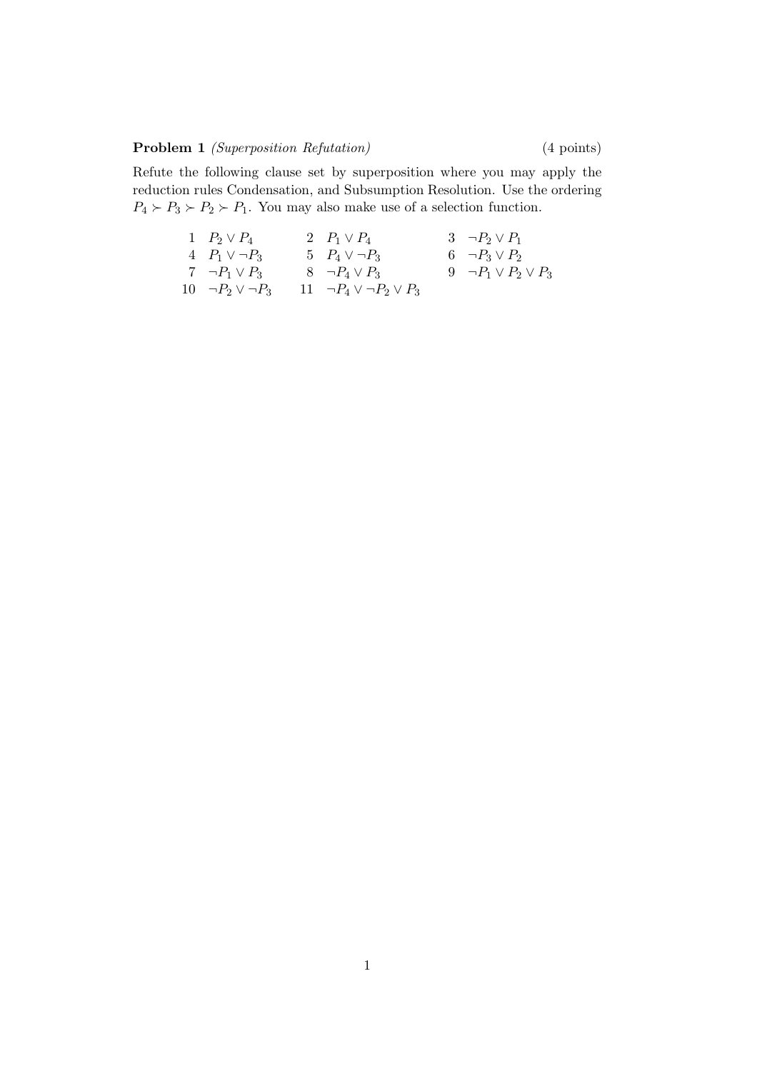**Problem 1** *(Superposition Refutation)* (4 points)

Refute the following clause set by superposition where you may apply the reduction rules Condensation, and Subsumption Resolution. Use the ordering $P_4 \succ P_3 \succ P_2 \succ P_1$. You may also make use of a selection function.

| | | | | | |
|---|---|---|---|---|---|
| 1 | $P_2 \lor P_4$ | 2 | $P_1 \lor P_4$ | 3 | $\neg P_2 \lor P_1$ |
| 4 | $P_1 \lor \neg P_3$ | 5 | $P_4 \lor \neg P_3$ | 6 | $\neg P_3 \lor P_2$ |
| 7 | $\neg P_1 \lor P_3$ | 8 | $\neg P_4 \lor P_3$ | 9 | $\neg P_1 \lor P_2 \lor P_3$ |
| 10 | $\neg P_2 \lor \neg P_3$ | 11 | $\neg P_4 \lor \neg P_2 \lor P_3$ | | |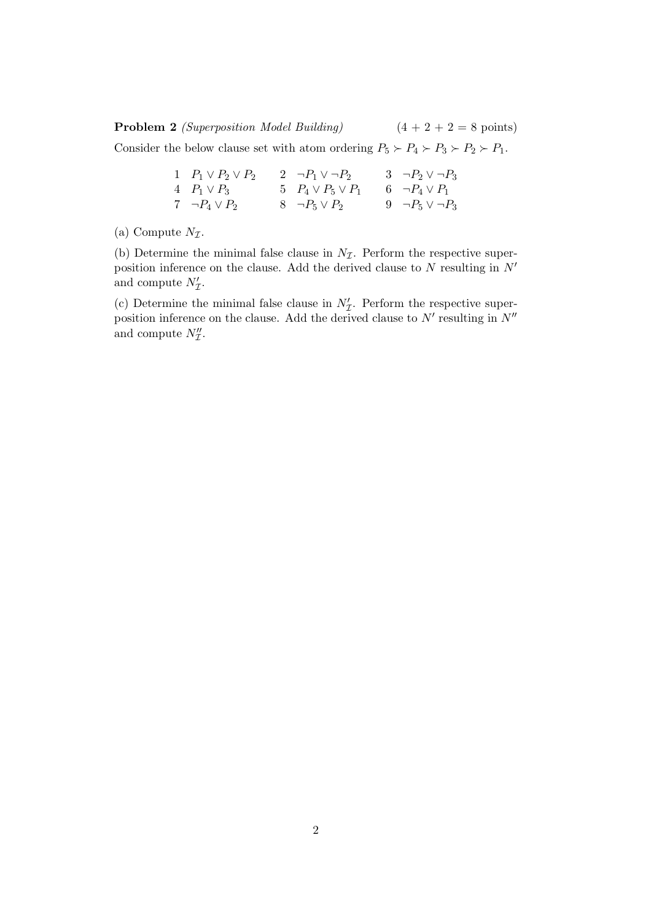**Problem 2** *(Superposition Model Building)* (4 + 2 + 2 = 8 points)

Consider the below clause set with atom ordering $P_5 \succ P_4 \succ P_3 \succ P_2 \succ P_1$.

| | | | | | |
|---|---|---|---|---|---|
| 1 | $P_1 \vee P_2 \vee P_2$ | 2 | $\neg P_1 \vee \neg P_2$ | 3 | $\neg P_2 \vee \neg P_3$ |
| 4 | $P_1 \vee P_3$ | 5 | $P_4 \vee P_5 \vee P_1$ | 6 | $\neg P_4 \vee P_1$ |
| 7 | $\neg P_4 \vee P_2$ | 8 | $\neg P_5 \vee P_2$ | 9 | $\neg P_5 \vee \neg P_3$ |

(a) Compute $N_{\mathcal{I}}$.

(b) Determine the minimal false clause in $N_{\mathcal{I}}$. Perform the respective superposition inference on the clause. Add the derived clause to $N$ resulting in $N'$ and compute $N'_{\mathcal{I}}$.

(c) Determine the minimal false clause in $N'_{\mathcal{I}}$. Perform the respective superposition inference on the clause. Add the derived clause to $N'$ resulting in $N''$ and compute $N''_{\mathcal{I}}$.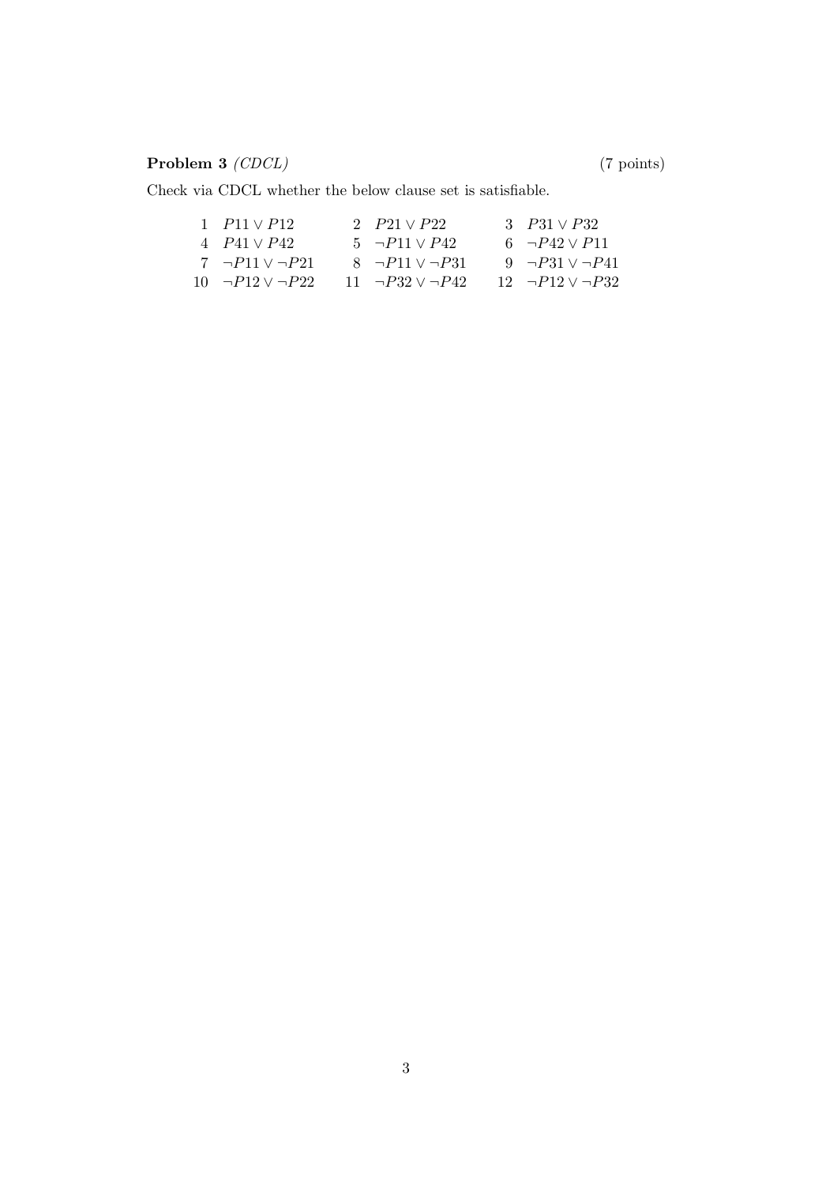**Problem 3** *(CDCL)* (7 points)

Check via CDCL whether the below clause set is satisfiable.

| | | | | | |
|---|---|---|---|---|---|
| 1 | $P11 \lor P12$ | 2 | $P21 \lor P22$ | 3 | $P31 \lor P32$ |
| 4 | $P41 \lor P42$ | 5 | $\neg P11 \lor P42$ | 6 | $\neg P42 \lor P11$ |
| 7 | $\neg P11 \lor \neg P21$ | 8 | $\neg P11 \lor \neg P31$ | 9 | $\neg P31 \lor \neg P41$ |
| 10 | $\neg P12 \lor \neg P22$ | 11 | $\neg P32 \lor \neg P42$ | 12 | $\neg P12 \lor \neg P32$ |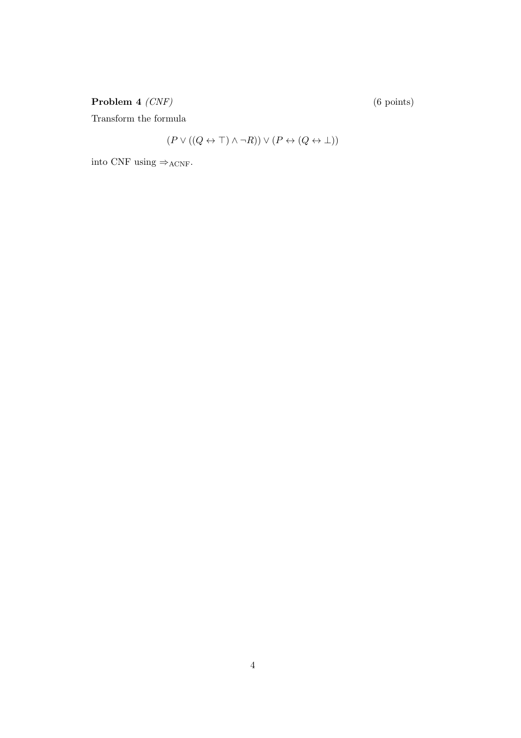**Problem 4** *(CNF)* (6 points)

Transform the formula

$$(P \vee ((Q \leftrightarrow \top) \wedge \neg R)) \vee (P \leftrightarrow (Q \leftrightarrow \bot))$$

into CNF using $\Rightarrow_{\text{ACNF}}$.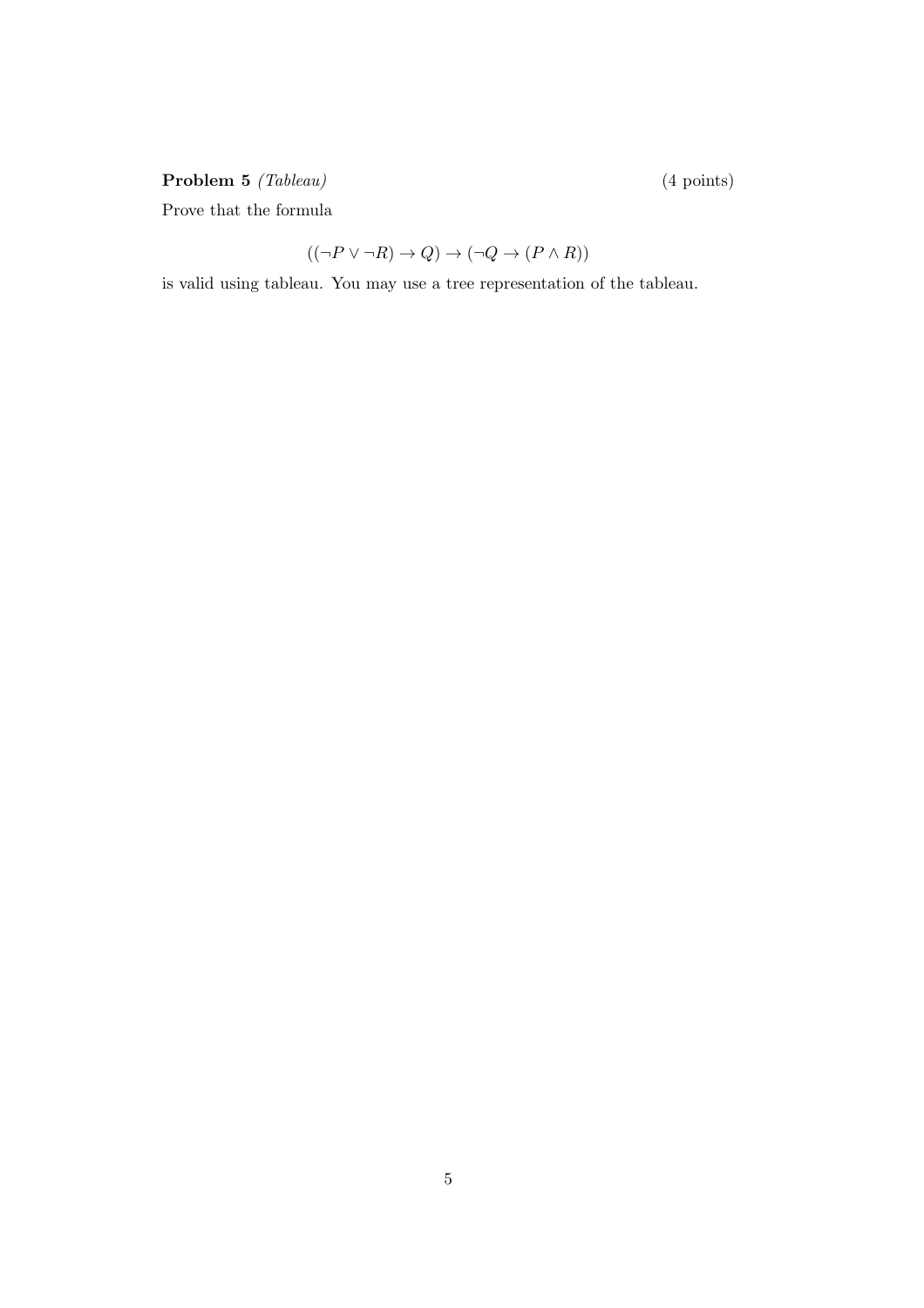**Problem 5** *(Tableau)* (4 points)

Prove that the formula

$$((\neg P \vee \neg R) \rightarrow Q) \rightarrow (\neg Q \rightarrow (P \wedge R))$$

is valid using tableau. You may use a tree representation of the tableau.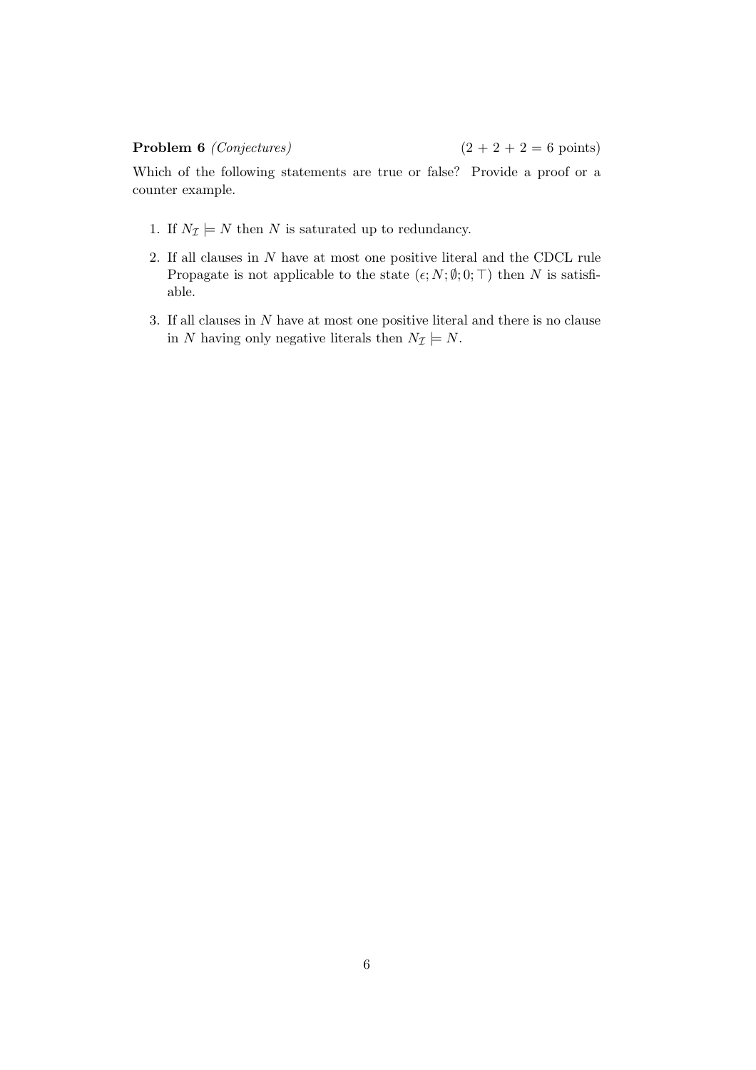**Problem 6** *(Conjectures)* $(2 + 2 + 2 = 6$ points$)$

Which of the following statements are true or false? Provide a proof or a counter example.

1. If $N_{\mathcal{I}} \models N$ then $N$ is saturated up to redundancy.
2. If all clauses in $N$ have at most one positive literal and the CDCL rule Propagate is not applicable to the state $(\epsilon; N; \emptyset; 0; \top)$ then $N$ is satisfiable.
3. If all clauses in $N$ have at most one positive literal and there is no clause in $N$ having only negative literals then $N_{\mathcal{I}} \models N$.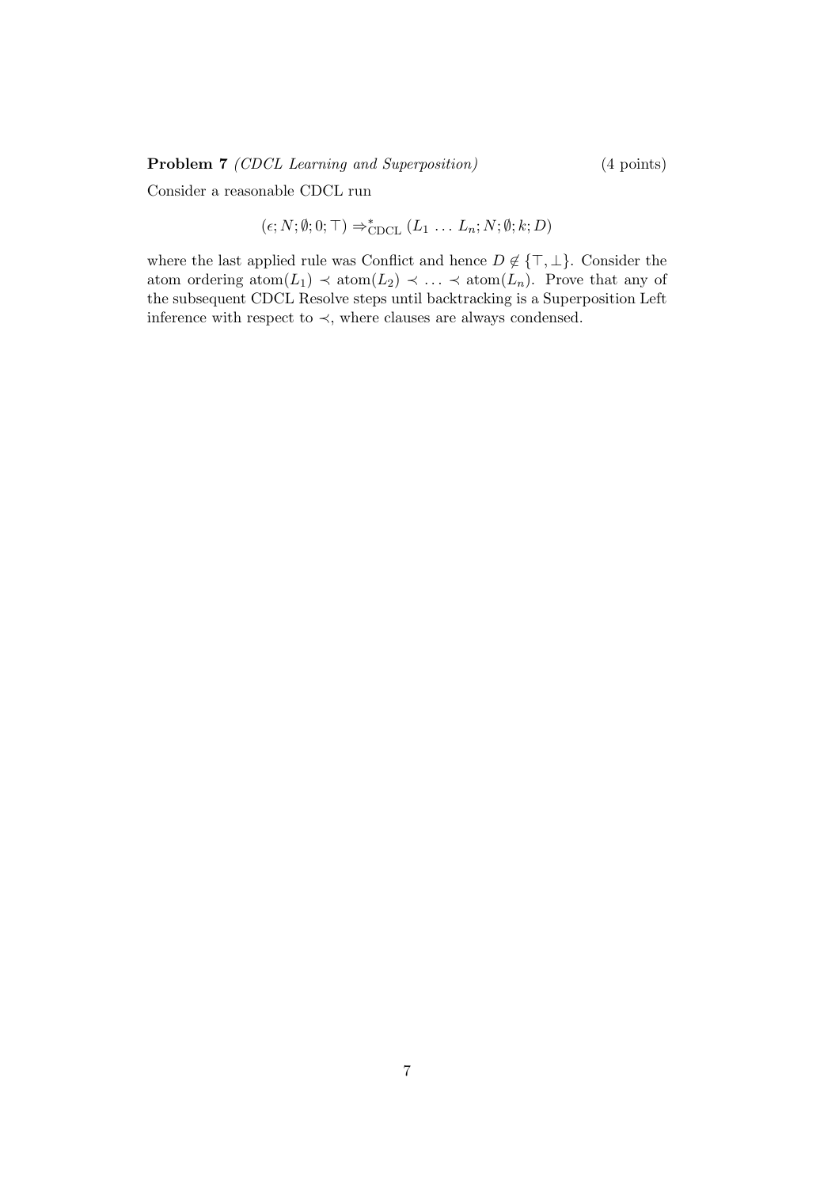**Problem 7** *(CDCL Learning and Superposition)* (4 points)

Consider a reasonable CDCL run

$$(\epsilon; N; \emptyset; 0; \top) \Rightarrow^*_{\text{CDCL}} (L_1 \ldots L_n; N; \emptyset; k; D)$$

where the last applied rule was Conflict and hence $D \notin \{\top, \bot\}$. Consider the atom ordering $\text{atom}(L_1) \prec \text{atom}(L_2) \prec \ldots \prec \text{atom}(L_n)$. Prove that any of the subsequent CDCL Resolve steps until backtracking is a Superposition Left inference with respect to $\prec$, where clauses are always condensed.